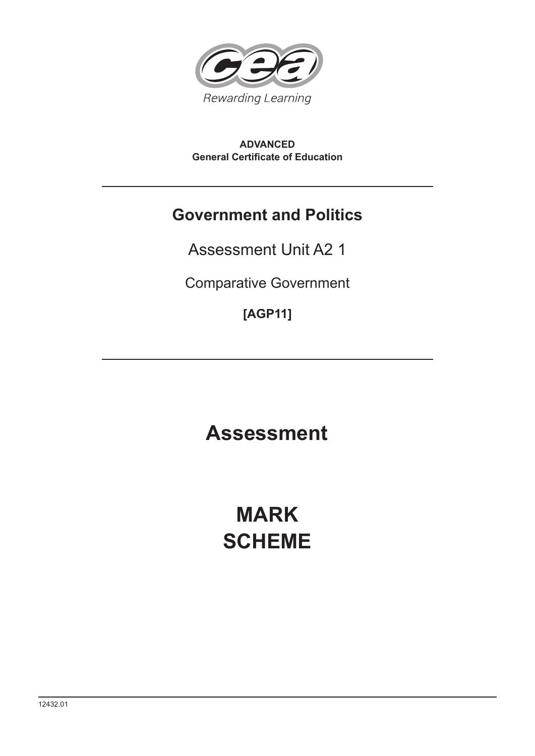Rewarding Learning

**ADVANCED**
**General Certificate of Education**

# Government and Politics

Assessment Unit A2 1

Comparative Government

**[AGP11]**

# Assessment

# MARK SCHEME

12432.01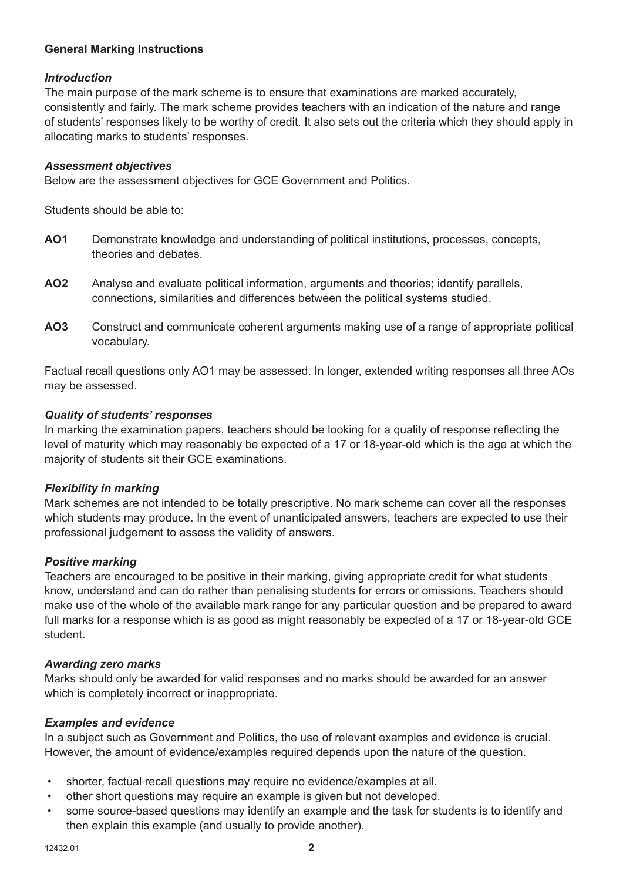**General Marking Instructions**

***Introduction***

The main purpose of the mark scheme is to ensure that examinations are marked accurately, consistently and fairly. The mark scheme provides teachers with an indication of the nature and range of students' responses likely to be worthy of credit. It also sets out the criteria which they should apply in allocating marks to students' responses.

***Assessment objectives***

Below are the assessment objectives for GCE Government and Politics.

Students should be able to:

**AO1** Demonstrate knowledge and understanding of political institutions, processes, concepts, theories and debates.

**AO2** Analyse and evaluate political information, arguments and theories; identify parallels, connections, similarities and differences between the political systems studied.

**AO3** Construct and communicate coherent arguments making use of a range of appropriate political vocabulary.

Factual recall questions only AO1 may be assessed. In longer, extended writing responses all three AOs may be assessed.

***Quality of students' responses***

In marking the examination papers, teachers should be looking for a quality of response reflecting the level of maturity which may reasonably be expected of a 17 or 18-year-old which is the age at which the majority of students sit their GCE examinations.

***Flexibility in marking***

Mark schemes are not intended to be totally prescriptive. No mark scheme can cover all the responses which students may produce. In the event of unanticipated answers, teachers are expected to use their professional judgement to assess the validity of answers.

***Positive marking***

Teachers are encouraged to be positive in their marking, giving appropriate credit for what students know, understand and can do rather than penalising students for errors or omissions. Teachers should make use of the whole of the available mark range for any particular question and be prepared to award full marks for a response which is as good as might reasonably be expected of a 17 or 18-year-old GCE student.

***Awarding zero marks***

Marks should only be awarded for valid responses and no marks should be awarded for an answer which is completely incorrect or inappropriate.

***Examples and evidence***

In a subject such as Government and Politics, the use of relevant examples and evidence is crucial. However, the amount of evidence/examples required depends upon the nature of the question.

- shorter, factual recall questions may require no evidence/examples at all.
- other short questions may require an example is given but not developed.
- some source-based questions may identify an example and the task for students is to identify and then explain this example (and usually to provide another).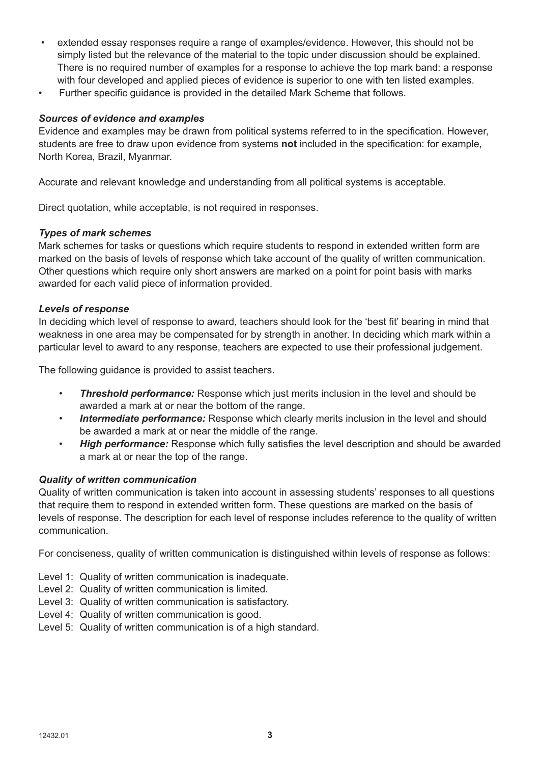- extended essay responses require a range of examples/evidence. However, this should not be simply listed but the relevance of the material to the topic under discussion should be explained. There is no required number of examples for a response to achieve the top mark band: a response with four developed and applied pieces of evidence is superior to one with ten listed examples.
- Further specific guidance is provided in the detailed Mark Scheme that follows.

***Sources of evidence and examples***

Evidence and examples may be drawn from political systems referred to in the specification. However, students are free to draw upon evidence from systems **not** included in the specification: for example, North Korea, Brazil, Myanmar.

Accurate and relevant knowledge and understanding from all political systems is acceptable.

Direct quotation, while acceptable, is not required in responses.

***Types of mark schemes***

Mark schemes for tasks or questions which require students to respond in extended written form are marked on the basis of levels of response which take account of the quality of written communication. Other questions which require only short answers are marked on a point for point basis with marks awarded for each valid piece of information provided.

***Levels of response***

In deciding which level of response to award, teachers should look for the 'best fit' bearing in mind that weakness in one area may be compensated for by strength in another. In deciding which mark within a particular level to award to any response, teachers are expected to use their professional judgement.

The following guidance is provided to assist teachers.

- ***Threshold performance:*** Response which just merits inclusion in the level and should be awarded a mark at or near the bottom of the range.
- ***Intermediate performance:*** Response which clearly merits inclusion in the level and should be awarded a mark at or near the middle of the range.
- ***High performance:*** Response which fully satisfies the level description and should be awarded a mark at or near the top of the range.

***Quality of written communication***

Quality of written communication is taken into account in assessing students' responses to all questions that require them to respond in extended written form. These questions are marked on the basis of levels of response. The description for each level of response includes reference to the quality of written communication.

For conciseness, quality of written communication is distinguished within levels of response as follows:

Level 1: Quality of written communication is inadequate.
Level 2: Quality of written communication is limited.
Level 3: Quality of written communication is satisfactory.
Level 4: Quality of written communication is good.
Level 5: Quality of written communication is of a high standard.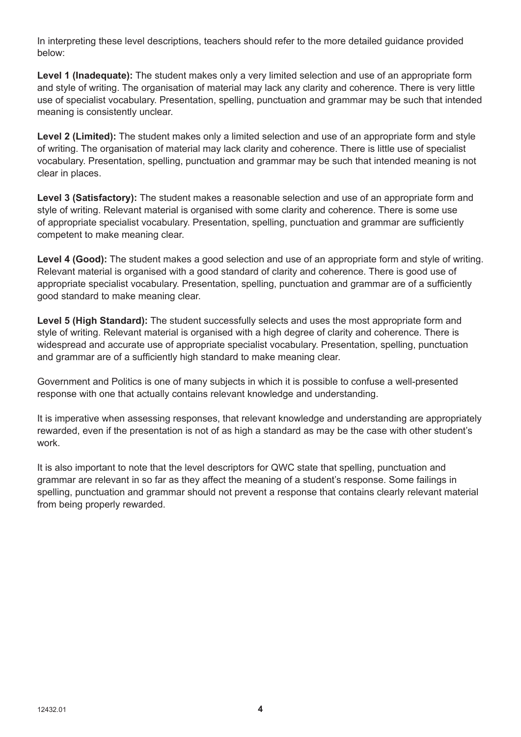In interpreting these level descriptions, teachers should refer to the more detailed guidance provided below:

**Level 1 (Inadequate):** The student makes only a very limited selection and use of an appropriate form and style of writing. The organisation of material may lack any clarity and coherence. There is very little use of specialist vocabulary. Presentation, spelling, punctuation and grammar may be such that intended meaning is consistently unclear.

**Level 2 (Limited):** The student makes only a limited selection and use of an appropriate form and style of writing. The organisation of material may lack clarity and coherence. There is little use of specialist vocabulary. Presentation, spelling, punctuation and grammar may be such that intended meaning is not clear in places.

**Level 3 (Satisfactory):** The student makes a reasonable selection and use of an appropriate form and style of writing. Relevant material is organised with some clarity and coherence. There is some use of appropriate specialist vocabulary. Presentation, spelling, punctuation and grammar are sufficiently competent to make meaning clear.

**Level 4 (Good):** The student makes a good selection and use of an appropriate form and style of writing. Relevant material is organised with a good standard of clarity and coherence. There is good use of appropriate specialist vocabulary. Presentation, spelling, punctuation and grammar are of a sufficiently good standard to make meaning clear.

**Level 5 (High Standard):** The student successfully selects and uses the most appropriate form and style of writing. Relevant material is organised with a high degree of clarity and coherence. There is widespread and accurate use of appropriate specialist vocabulary. Presentation, spelling, punctuation and grammar are of a sufficiently high standard to make meaning clear.

Government and Politics is one of many subjects in which it is possible to confuse a well-presented response with one that actually contains relevant knowledge and understanding.

It is imperative when assessing responses, that relevant knowledge and understanding are appropriately rewarded, even if the presentation is not of as high a standard as may be the case with other student's work.

It is also important to note that the level descriptors for QWC state that spelling, punctuation and grammar are relevant in so far as they affect the meaning of a student's response. Some failings in spelling, punctuation and grammar should not prevent a response that contains clearly relevant material from being properly rewarded.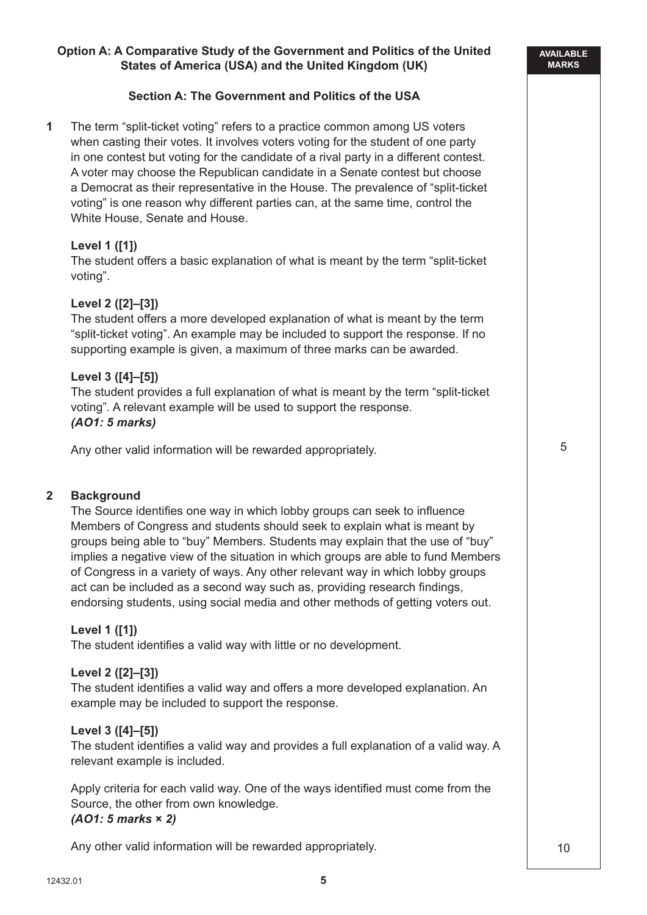**Option A: A Comparative Study of the Government and Politics of the United States of America (USA) and the United Kingdom (UK)**

**Section A: The Government and Politics of the USA**

**1** The term "split-ticket voting" refers to a practice common among US voters when casting their votes. It involves voters voting for the student of one party in one contest but voting for the candidate of a rival party in a different contest. A voter may choose the Republican candidate in a Senate contest but choose a Democrat as their representative in the House. The prevalence of "split-ticket voting" is one reason why different parties can, at the same time, control the White House, Senate and House.

**Level 1 ([1])**
The student offers a basic explanation of what is meant by the term "split-ticket voting".

**Level 2 ([2]–[3])**
The student offers a more developed explanation of what is meant by the term "split-ticket voting". An example may be included to support the response. If no supporting example is given, a maximum of three marks can be awarded.

**Level 3 ([4]–[5])**
The student provides a full explanation of what is meant by the term "split-ticket voting". A relevant example will be used to support the response.
***(AO1: 5 marks)***

Any other valid information will be rewarded appropriately.

AVAILABLE MARKS: 5

**2 Background**
The Source identifies one way in which lobby groups can seek to influence Members of Congress and students should seek to explain what is meant by groups being able to "buy" Members. Students may explain that the use of "buy" implies a negative view of the situation in which groups are able to fund Members of Congress in a variety of ways. Any other relevant way in which lobby groups act can be included as a second way such as, providing research findings, endorsing students, using social media and other methods of getting voters out.

**Level 1 ([1])**
The student identifies a valid way with little or no development.

**Level 2 ([2]–[3])**
The student identifies a valid way and offers a more developed explanation. An example may be included to support the response.

**Level 3 ([4]–[5])**
The student identifies a valid way and provides a full explanation of a valid way. A relevant example is included.

Apply criteria for each valid way. One of the ways identified must come from the Source, the other from own knowledge.
***(AO1: 5 marks × 2)***

Any other valid information will be rewarded appropriately.

AVAILABLE MARKS: 10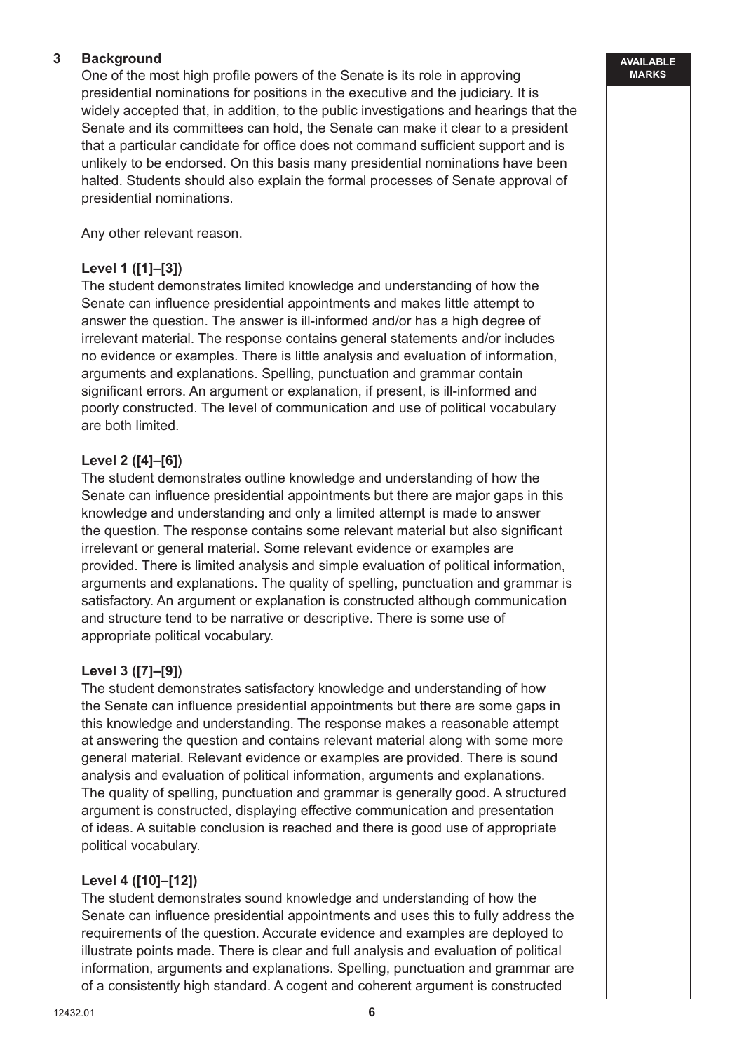**3 Background**

One of the most high profile powers of the Senate is its role in approving presidential nominations for positions in the executive and the judiciary. It is widely accepted that, in addition, to the public investigations and hearings that the Senate and its committees can hold, the Senate can make it clear to a president that a particular candidate for office does not command sufficient support and is unlikely to be endorsed. On this basis many presidential nominations have been halted. Students should also explain the formal processes of Senate approval of presidential nominations.

Any other relevant reason.

**Level 1 ([1]–[3])**

The student demonstrates limited knowledge and understanding of how the Senate can influence presidential appointments and makes little attempt to answer the question. The answer is ill-informed and/or has a high degree of irrelevant material. The response contains general statements and/or includes no evidence or examples. There is little analysis and evaluation of information, arguments and explanations. Spelling, punctuation and grammar contain significant errors. An argument or explanation, if present, is ill-informed and poorly constructed. The level of communication and use of political vocabulary are both limited.

**Level 2 ([4]–[6])**

The student demonstrates outline knowledge and understanding of how the Senate can influence presidential appointments but there are major gaps in this knowledge and understanding and only a limited attempt is made to answer the question. The response contains some relevant material but also significant irrelevant or general material. Some relevant evidence or examples are provided. There is limited analysis and simple evaluation of political information, arguments and explanations. The quality of spelling, punctuation and grammar is satisfactory. An argument or explanation is constructed although communication and structure tend to be narrative or descriptive. There is some use of appropriate political vocabulary.

**Level 3 ([7]–[9])**

The student demonstrates satisfactory knowledge and understanding of how the Senate can influence presidential appointments but there are some gaps in this knowledge and understanding. The response makes a reasonable attempt at answering the question and contains relevant material along with some more general material. Relevant evidence or examples are provided. There is sound analysis and evaluation of political information, arguments and explanations. The quality of spelling, punctuation and grammar is generally good. A structured argument is constructed, displaying effective communication and presentation of ideas. A suitable conclusion is reached and there is good use of appropriate political vocabulary.

**Level 4 ([10]–[12])**

The student demonstrates sound knowledge and understanding of how the Senate can influence presidential appointments and uses this to fully address the requirements of the question. Accurate evidence and examples are deployed to illustrate points made. There is clear and full analysis and evaluation of political information, arguments and explanations. Spelling, punctuation and grammar are of a consistently high standard. A cogent and coherent argument is constructed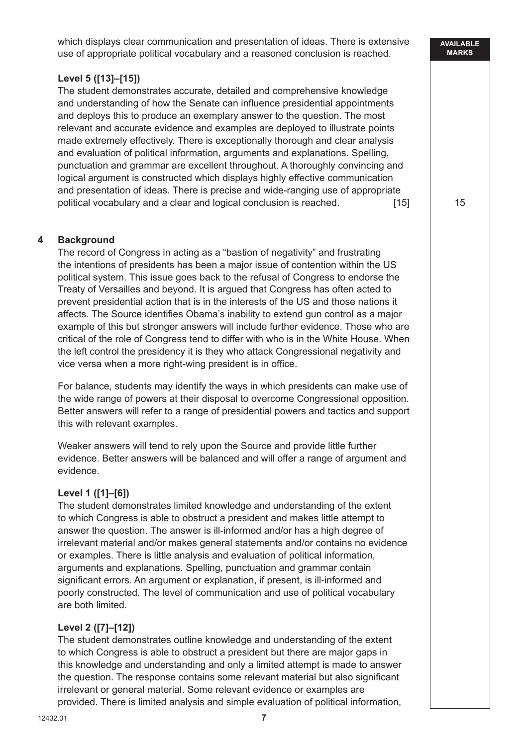which displays clear communication and presentation of ideas. There is extensive use of appropriate political vocabulary and a reasoned conclusion is reached.

**Level 5 ([13]–[15])**

The student demonstrates accurate, detailed and comprehensive knowledge and understanding of how the Senate can influence presidential appointments and deploys this to produce an exemplary answer to the question. The most relevant and accurate evidence and examples are deployed to illustrate points made extremely effectively. There is exceptionally thorough and clear analysis and evaluation of political information, arguments and explanations. Spelling, punctuation and grammar are excellent throughout. A thoroughly convincing and logical argument is constructed which displays highly effective communication and presentation of ideas. There is precise and wide-ranging use of appropriate political vocabulary and a clear and logical conclusion is reached. [15] — 15

**4 Background**

The record of Congress in acting as a "bastion of negativity" and frustrating the intentions of presidents has been a major issue of contention within the US political system. This issue goes back to the refusal of Congress to endorse the Treaty of Versailles and beyond. It is argued that Congress has often acted to prevent presidential action that is in the interests of the US and those nations it affects. The Source identifies Obama's inability to extend gun control as a major example of this but stronger answers will include further evidence. Those who are critical of the role of Congress tend to differ with who is in the White House. When the left control the presidency it is they who attack Congressional negativity and vice versa when a more right-wing president is in office.

For balance, students may identify the ways in which presidents can make use of the wide range of powers at their disposal to overcome Congressional opposition. Better answers will refer to a range of presidential powers and tactics and support this with relevant examples.

Weaker answers will tend to rely upon the Source and provide little further evidence. Better answers will be balanced and will offer a range of argument and evidence.

**Level 1 ([1]–[6])**

The student demonstrates limited knowledge and understanding of the extent to which Congress is able to obstruct a president and makes little attempt to answer the question. The answer is ill-informed and/or has a high degree of irrelevant material and/or makes general statements and/or contains no evidence or examples. There is little analysis and evaluation of political information, arguments and explanations. Spelling, punctuation and grammar contain significant errors. An argument or explanation, if present, is ill-informed and poorly constructed. The level of communication and use of political vocabulary are both limited.

**Level 2 ([7]–[12])**

The student demonstrates outline knowledge and understanding of the extent to which Congress is able to obstruct a president but there are major gaps in this knowledge and understanding and only a limited attempt is made to answer the question. The response contains some relevant material but also significant irrelevant or general material. Some relevant evidence or examples are provided. There is limited analysis and simple evaluation of political information,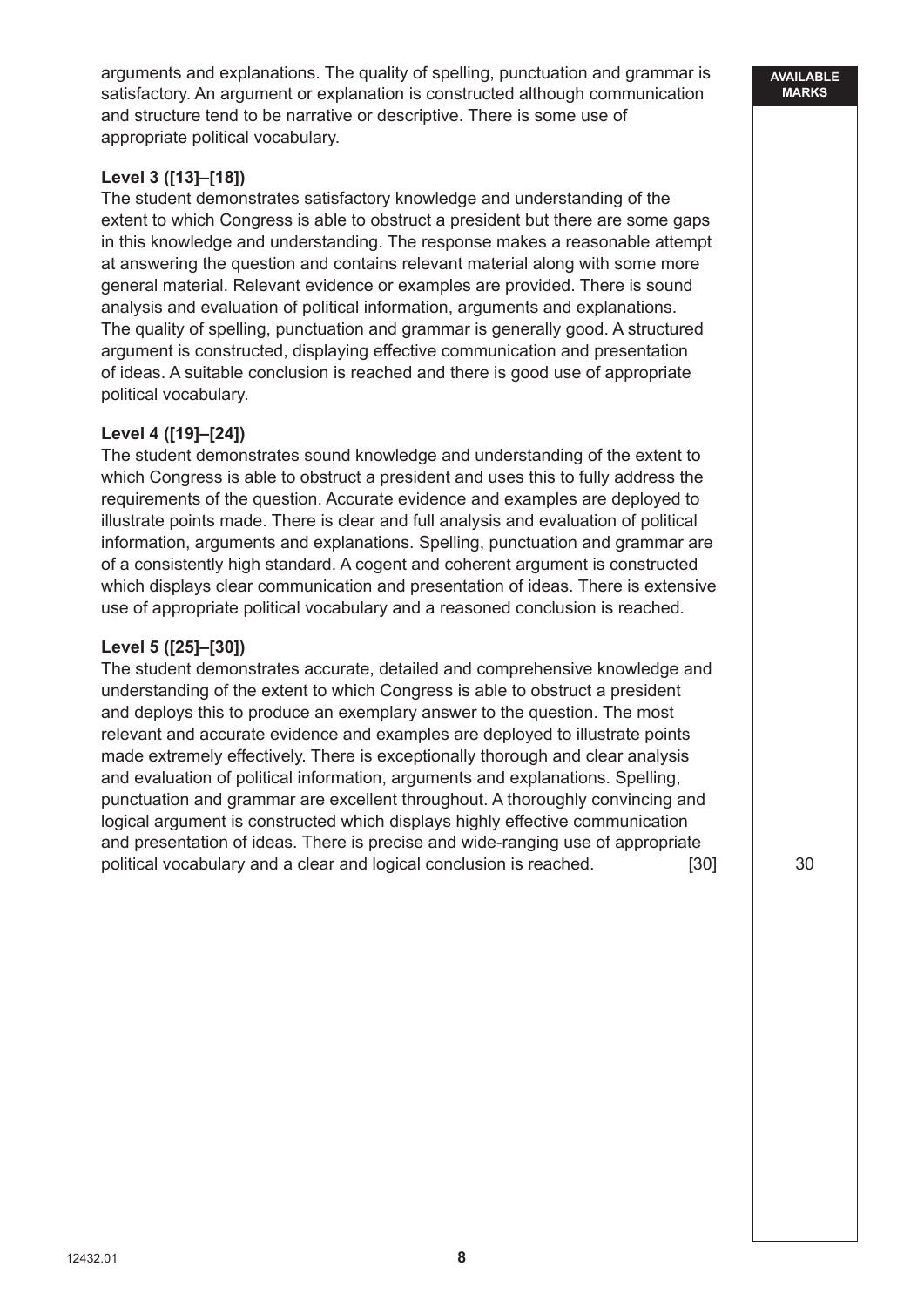arguments and explanations. The quality of spelling, punctuation and grammar is satisfactory. An argument or explanation is constructed although communication and structure tend to be narrative or descriptive. There is some use of appropriate political vocabulary.

**Level 3 ([13]–[18])**
The student demonstrates satisfactory knowledge and understanding of the extent to which Congress is able to obstruct a president but there are some gaps in this knowledge and understanding. The response makes a reasonable attempt at answering the question and contains relevant material along with some more general material. Relevant evidence or examples are provided. There is sound analysis and evaluation of political information, arguments and explanations. The quality of spelling, punctuation and grammar is generally good. A structured argument is constructed, displaying effective communication and presentation of ideas. A suitable conclusion is reached and there is good use of appropriate political vocabulary.

**Level 4 ([19]–[24])**
The student demonstrates sound knowledge and understanding of the extent to which Congress is able to obstruct a president and uses this to fully address the requirements of the question. Accurate evidence and examples are deployed to illustrate points made. There is clear and full analysis and evaluation of political information, arguments and explanations. Spelling, punctuation and grammar are of a consistently high standard. A cogent and coherent argument is constructed which displays clear communication and presentation of ideas. There is extensive use of appropriate political vocabulary and a reasoned conclusion is reached.

**Level 5 ([25]–[30])**
The student demonstrates accurate, detailed and comprehensive knowledge and understanding of the extent to which Congress is able to obstruct a president and deploys this to produce an exemplary answer to the question. The most relevant and accurate evidence and examples are deployed to illustrate points made extremely effectively. There is exceptionally thorough and clear analysis and evaluation of political information, arguments and explanations. Spelling, punctuation and grammar are excellent throughout. A thoroughly convincing and logical argument is constructed which displays highly effective communication and presentation of ideas. There is precise and wide-ranging use of appropriate political vocabulary and a clear and logical conclusion is reached. [30]

AVAILABLE MARKS: 30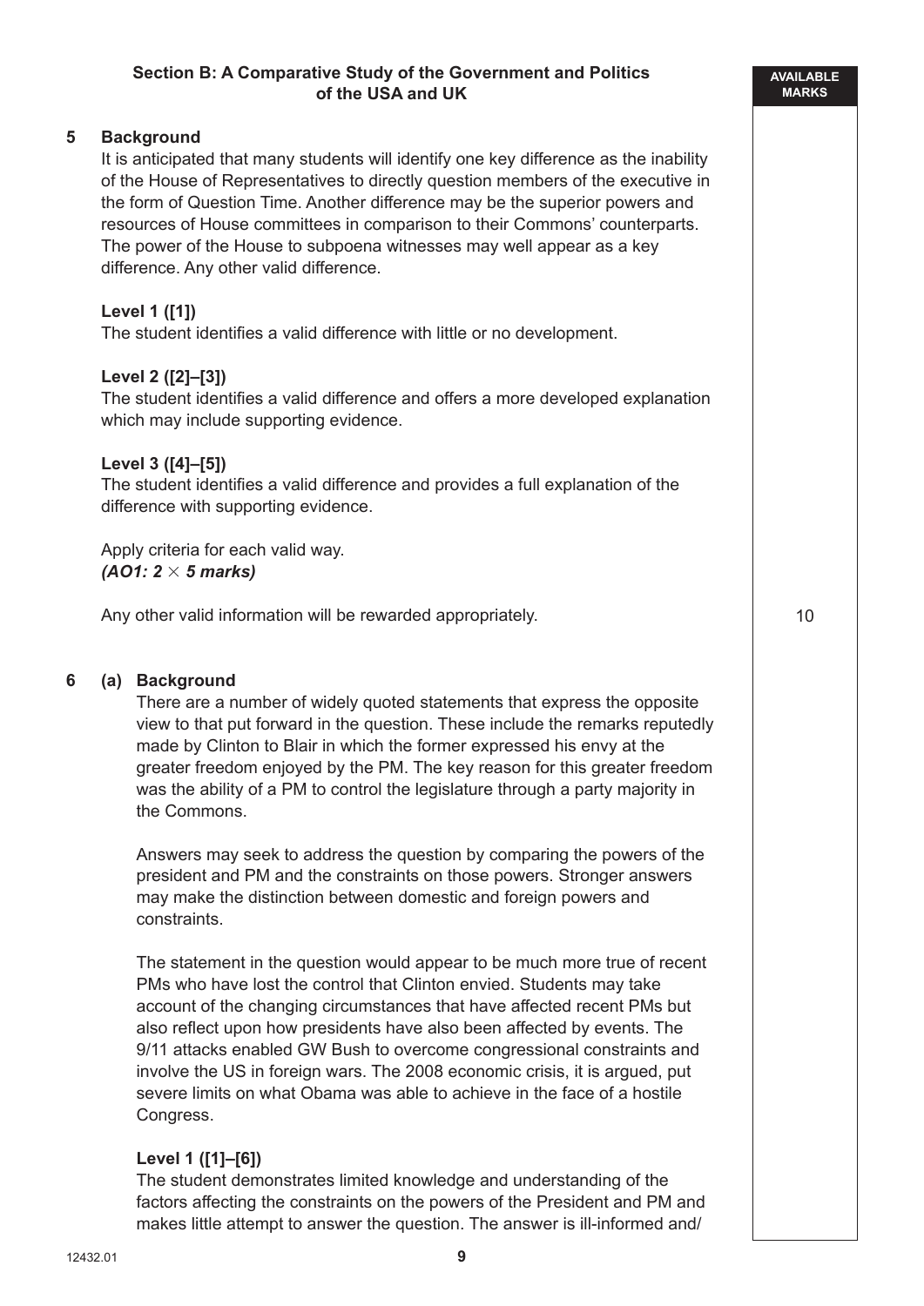## Section B: A Comparative Study of the Government and Politics of the USA and UK

AVAILABLE MARKS

**5 Background**

It is anticipated that many students will identify one key difference as the inability of the House of Representatives to directly question members of the executive in the form of Question Time. Another difference may be the superior powers and resources of House committees in comparison to their Commons' counterparts. The power of the House to subpoena witnesses may well appear as a key difference. Any other valid difference.

**Level 1 ([1])**
The student identifies a valid difference with little or no development.

**Level 2 ([2]–[3])**
The student identifies a valid difference and offers a more developed explanation which may include supporting evidence.

**Level 3 ([4]–[5])**
The student identifies a valid difference and provides a full explanation of the difference with supporting evidence.

Apply criteria for each valid way.
***(AO1: 2 × 5 marks)***

Any other valid information will be rewarded appropriately. **10**

**6 (a) Background**

There are a number of widely quoted statements that express the opposite view to that put forward in the question. These include the remarks reputedly made by Clinton to Blair in which the former expressed his envy at the greater freedom enjoyed by the PM. The key reason for this greater freedom was the ability of a PM to control the legislature through a party majority in the Commons.

Answers may seek to address the question by comparing the powers of the president and PM and the constraints on those powers. Stronger answers may make the distinction between domestic and foreign powers and constraints.

The statement in the question would appear to be much more true of recent PMs who have lost the control that Clinton envied. Students may take account of the changing circumstances that have affected recent PMs but also reflect upon how presidents have also been affected by events. The 9/11 attacks enabled GW Bush to overcome congressional constraints and involve the US in foreign wars. The 2008 economic crisis, it is argued, put severe limits on what Obama was able to achieve in the face of a hostile Congress.

**Level 1 ([1]–[6])**
The student demonstrates limited knowledge and understanding of the factors affecting the constraints on the powers of the President and PM and makes little attempt to answer the question. The answer is ill-informed and/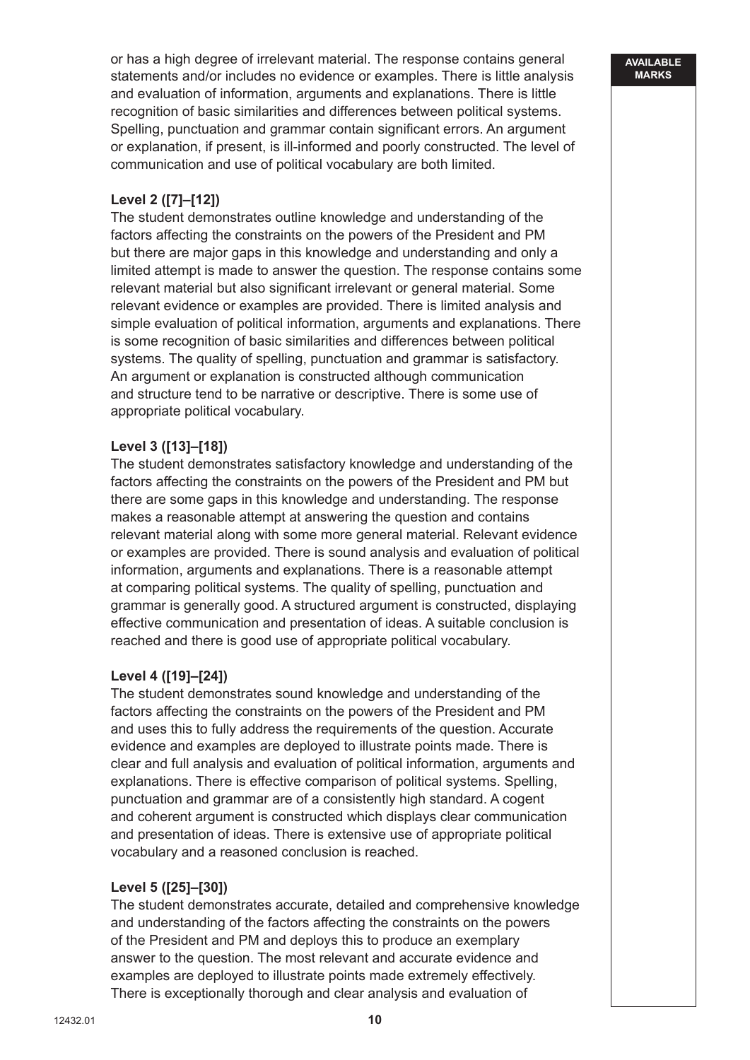or has a high degree of irrelevant material. The response contains general statements and/or includes no evidence or examples. There is little analysis and evaluation of information, arguments and explanations. There is little recognition of basic similarities and differences between political systems. Spelling, punctuation and grammar contain significant errors. An argument or explanation, if present, is ill-informed and poorly constructed. The level of communication and use of political vocabulary are both limited.

**Level 2 ([7]–[12])**
The student demonstrates outline knowledge and understanding of the factors affecting the constraints on the powers of the President and PM but there are major gaps in this knowledge and understanding and only a limited attempt is made to answer the question. The response contains some relevant material but also significant irrelevant or general material. Some relevant evidence or examples are provided. There is limited analysis and simple evaluation of political information, arguments and explanations. There is some recognition of basic similarities and differences between political systems. The quality of spelling, punctuation and grammar is satisfactory. An argument or explanation is constructed although communication and structure tend to be narrative or descriptive. There is some use of appropriate political vocabulary.

**Level 3 ([13]–[18])**
The student demonstrates satisfactory knowledge and understanding of the factors affecting the constraints on the powers of the President and PM but there are some gaps in this knowledge and understanding. The response makes a reasonable attempt at answering the question and contains relevant material along with some more general material. Relevant evidence or examples are provided. There is sound analysis and evaluation of political information, arguments and explanations. There is a reasonable attempt at comparing political systems. The quality of spelling, punctuation and grammar is generally good. A structured argument is constructed, displaying effective communication and presentation of ideas. A suitable conclusion is reached and there is good use of appropriate political vocabulary.

**Level 4 ([19]–[24])**
The student demonstrates sound knowledge and understanding of the factors affecting the constraints on the powers of the President and PM and uses this to fully address the requirements of the question. Accurate evidence and examples are deployed to illustrate points made. There is clear and full analysis and evaluation of political information, arguments and explanations. There is effective comparison of political systems. Spelling, punctuation and grammar are of a consistently high standard. A cogent and coherent argument is constructed which displays clear communication and presentation of ideas. There is extensive use of appropriate political vocabulary and a reasoned conclusion is reached.

**Level 5 ([25]–[30])**
The student demonstrates accurate, detailed and comprehensive knowledge and understanding of the factors affecting the constraints on the powers of the President and PM and deploys this to produce an exemplary answer to the question. The most relevant and accurate evidence and examples are deployed to illustrate points made extremely effectively. There is exceptionally thorough and clear analysis and evaluation of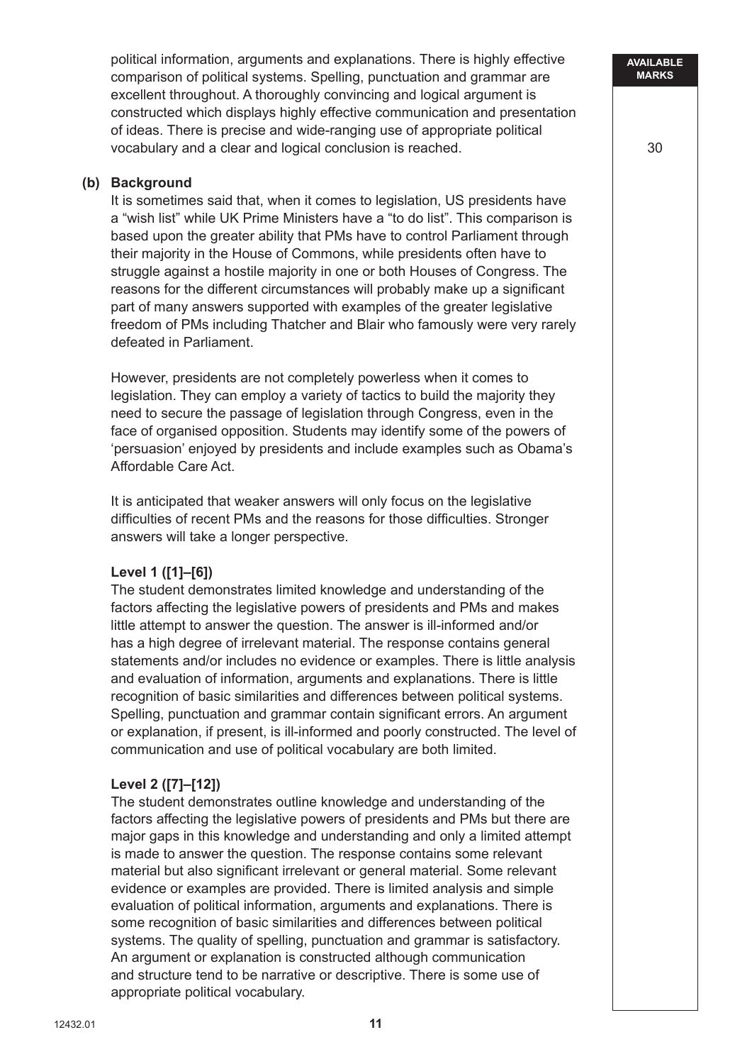political information, arguments and explanations. There is highly effective comparison of political systems. Spelling, punctuation and grammar are excellent throughout. A thoroughly convincing and logical argument is constructed which displays highly effective communication and presentation of ideas. There is precise and wide-ranging use of appropriate political vocabulary and a clear and logical conclusion is reached.

30

**(b) Background**

It is sometimes said that, when it comes to legislation, US presidents have a "wish list" while UK Prime Ministers have a "to do list". This comparison is based upon the greater ability that PMs have to control Parliament through their majority in the House of Commons, while presidents often have to struggle against a hostile majority in one or both Houses of Congress. The reasons for the different circumstances will probably make up a significant part of many answers supported with examples of the greater legislative freedom of PMs including Thatcher and Blair who famously were very rarely defeated in Parliament.

However, presidents are not completely powerless when it comes to legislation. They can employ a variety of tactics to build the majority they need to secure the passage of legislation through Congress, even in the face of organised opposition. Students may identify some of the powers of 'persuasion' enjoyed by presidents and include examples such as Obama's Affordable Care Act.

It is anticipated that weaker answers will only focus on the legislative difficulties of recent PMs and the reasons for those difficulties. Stronger answers will take a longer perspective.

**Level 1 ([1]–[6])**

The student demonstrates limited knowledge and understanding of the factors affecting the legislative powers of presidents and PMs and makes little attempt to answer the question. The answer is ill-informed and/or has a high degree of irrelevant material. The response contains general statements and/or includes no evidence or examples. There is little analysis and evaluation of information, arguments and explanations. There is little recognition of basic similarities and differences between political systems. Spelling, punctuation and grammar contain significant errors. An argument or explanation, if present, is ill-informed and poorly constructed. The level of communication and use of political vocabulary are both limited.

**Level 2 ([7]–[12])**

The student demonstrates outline knowledge and understanding of the factors affecting the legislative powers of presidents and PMs but there are major gaps in this knowledge and understanding and only a limited attempt is made to answer the question. The response contains some relevant material but also significant irrelevant or general material. Some relevant evidence or examples are provided. There is limited analysis and simple evaluation of political information, arguments and explanations. There is some recognition of basic similarities and differences between political systems. The quality of spelling, punctuation and grammar is satisfactory. An argument or explanation is constructed although communication and structure tend to be narrative or descriptive. There is some use of appropriate political vocabulary.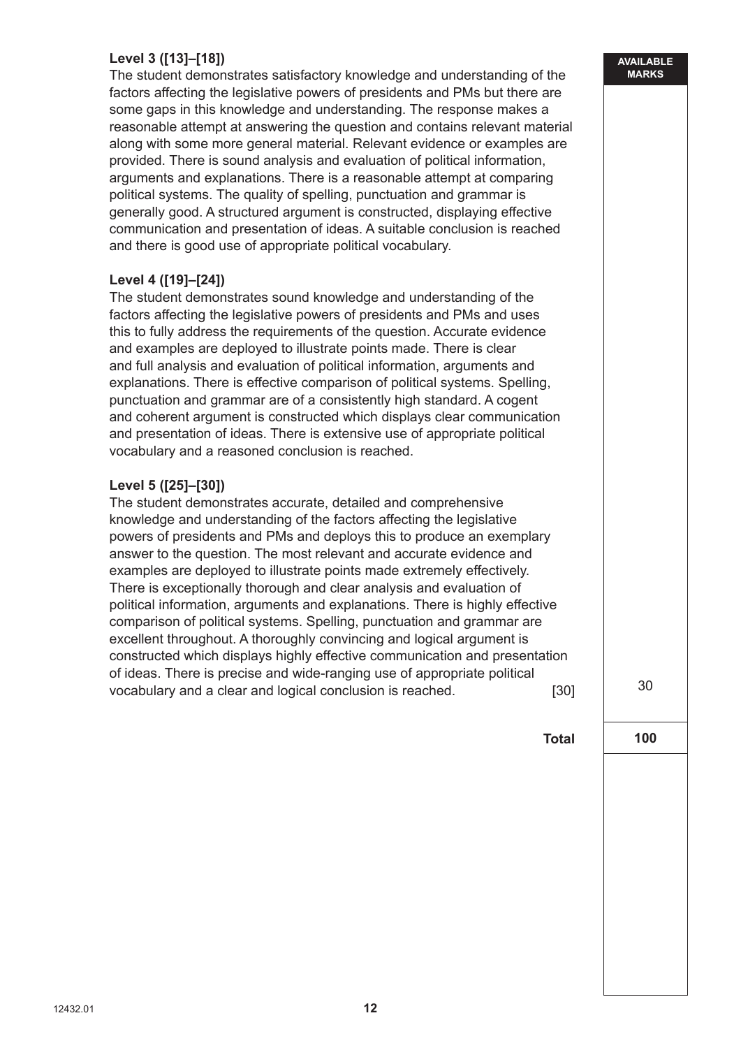**Level 3 ([13]–[18])**
The student demonstrates satisfactory knowledge and understanding of the factors affecting the legislative powers of presidents and PMs but there are some gaps in this knowledge and understanding. The response makes a reasonable attempt at answering the question and contains relevant material along with some more general material. Relevant evidence or examples are provided. There is sound analysis and evaluation of political information, arguments and explanations. There is a reasonable attempt at comparing political systems. The quality of spelling, punctuation and grammar is generally good. A structured argument is constructed, displaying effective communication and presentation of ideas. A suitable conclusion is reached and there is good use of appropriate political vocabulary.

**Level 4 ([19]–[24])**
The student demonstrates sound knowledge and understanding of the factors affecting the legislative powers of presidents and PMs and uses this to fully address the requirements of the question. Accurate evidence and examples are deployed to illustrate points made. There is clear and full analysis and evaluation of political information, arguments and explanations. There is effective comparison of political systems. Spelling, punctuation and grammar are of a consistently high standard. A cogent and coherent argument is constructed which displays clear communication and presentation of ideas. There is extensive use of appropriate political vocabulary and a reasoned conclusion is reached.

**Level 5 ([25]–[30])**
The student demonstrates accurate, detailed and comprehensive knowledge and understanding of the factors affecting the legislative powers of presidents and PMs and deploys this to produce an exemplary answer to the question. The most relevant and accurate evidence and examples are deployed to illustrate points made extremely effectively. There is exceptionally thorough and clear analysis and evaluation of political information, arguments and explanations. There is highly effective comparison of political systems. Spelling, punctuation and grammar are excellent throughout. A thoroughly convincing and logical argument is constructed which displays highly effective communication and presentation of ideas. There is precise and wide-ranging use of appropriate political vocabulary and a clear and logical conclusion is reached. [30]

| | AVAILABLE MARKS |
|---|---|
| | 30 |
| **Total** | **100** |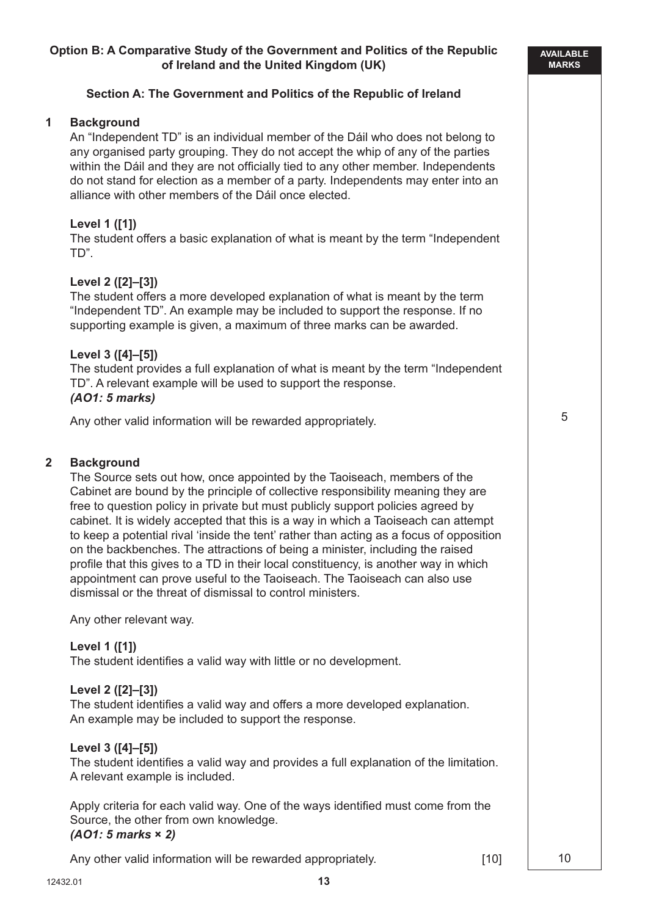**Option B: A Comparative Study of the Government and Politics of the Republic of Ireland and the United Kingdom (UK)**

**Section A: The Government and Politics of the Republic of Ireland**

AVAILABLE MARKS

**1 Background**

An "Independent TD" is an individual member of the Dáil who does not belong to any organised party grouping. They do not accept the whip of any of the parties within the Dáil and they are not officially tied to any other member. Independents do not stand for election as a member of a party. Independents may enter into an alliance with other members of the Dáil once elected.

**Level 1 ([1])**

The student offers a basic explanation of what is meant by the term "Independent TD".

**Level 2 ([2]–[3])**

The student offers a more developed explanation of what is meant by the term "Independent TD". An example may be included to support the response. If no supporting example is given, a maximum of three marks can be awarded.

**Level 3 ([4]–[5])**

The student provides a full explanation of what is meant by the term "Independent TD". A relevant example will be used to support the response.
***(AO1: 5 marks)***

Any other valid information will be rewarded appropriately.

5

**2 Background**

The Source sets out how, once appointed by the Taoiseach, members of the Cabinet are bound by the principle of collective responsibility meaning they are free to question policy in private but must publicly support policies agreed by cabinet. It is widely accepted that this is a way in which a Taoiseach can attempt to keep a potential rival 'inside the tent' rather than acting as a focus of opposition on the backbenches. The attractions of being a minister, including the raised profile that this gives to a TD in their local constituency, is another way in which appointment can prove useful to the Taoiseach. The Taoiseach can also use dismissal or the threat of dismissal to control ministers.

Any other relevant way.

**Level 1 ([1])**

The student identifies a valid way with little or no development.

**Level 2 ([2]–[3])**

The student identifies a valid way and offers a more developed explanation. An example may be included to support the response.

**Level 3 ([4]–[5])**

The student identifies a valid way and provides a full explanation of the limitation. A relevant example is included.

Apply criteria for each valid way. One of the ways identified must come from the Source, the other from own knowledge.
***(AO1: 5 marks × 2)***

Any other valid information will be rewarded appropriately. [10]

10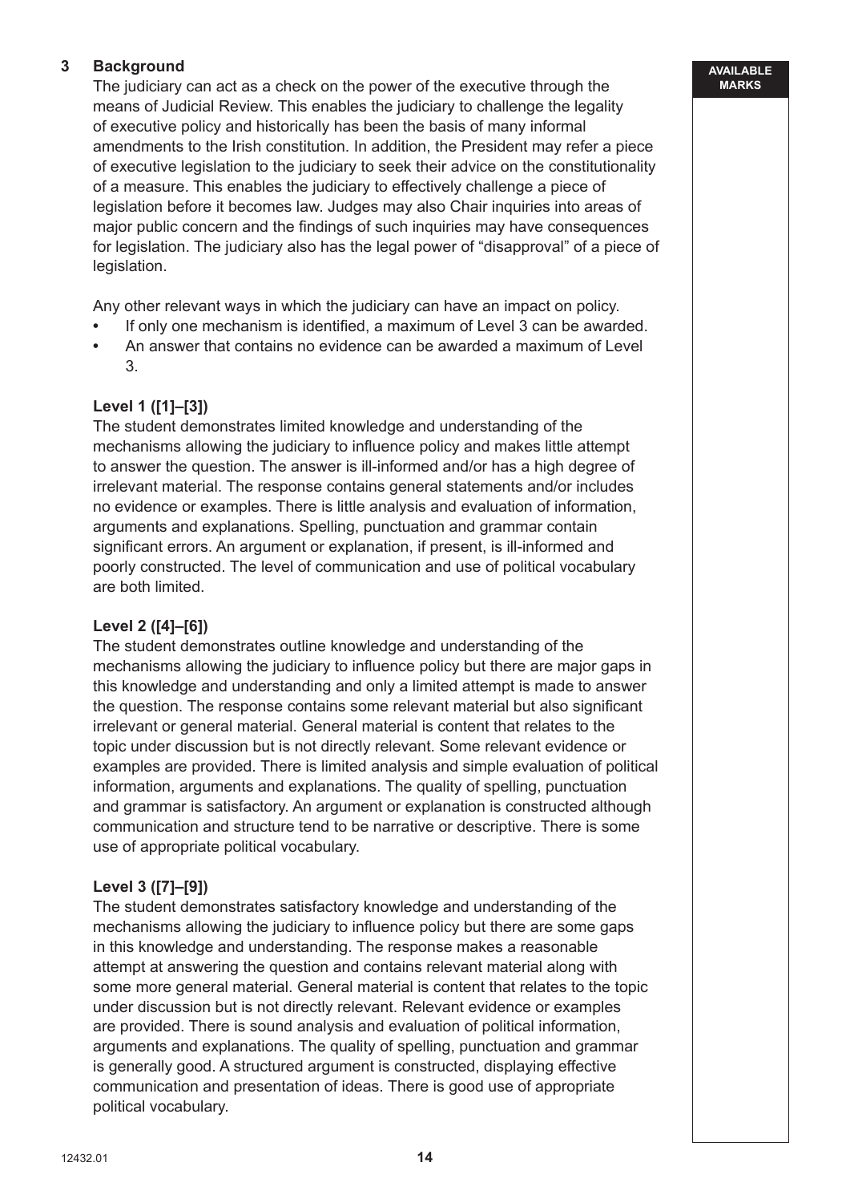**3 Background**

The judiciary can act as a check on the power of the executive through the means of Judicial Review. This enables the judiciary to challenge the legality of executive policy and historically has been the basis of many informal amendments to the Irish constitution. In addition, the President may refer a piece of executive legislation to the judiciary to seek their advice on the constitutionality of a measure. This enables the judiciary to effectively challenge a piece of legislation before it becomes law. Judges may also Chair inquiries into areas of major public concern and the findings of such inquiries may have consequences for legislation. The judiciary also has the legal power of "disapproval" of a piece of legislation.

Any other relevant ways in which the judiciary can have an impact on policy.

- If only one mechanism is identified, a maximum of Level 3 can be awarded.
- An answer that contains no evidence can be awarded a maximum of Level 3.

**Level 1 ([1]–[3])**

The student demonstrates limited knowledge and understanding of the mechanisms allowing the judiciary to influence policy and makes little attempt to answer the question. The answer is ill-informed and/or has a high degree of irrelevant material. The response contains general statements and/or includes no evidence or examples. There is little analysis and evaluation of information, arguments and explanations. Spelling, punctuation and grammar contain significant errors. An argument or explanation, if present, is ill-informed and poorly constructed. The level of communication and use of political vocabulary are both limited.

**Level 2 ([4]–[6])**

The student demonstrates outline knowledge and understanding of the mechanisms allowing the judiciary to influence policy but there are major gaps in this knowledge and understanding and only a limited attempt is made to answer the question. The response contains some relevant material but also significant irrelevant or general material. General material is content that relates to the topic under discussion but is not directly relevant. Some relevant evidence or examples are provided. There is limited analysis and simple evaluation of political information, arguments and explanations. The quality of spelling, punctuation and grammar is satisfactory. An argument or explanation is constructed although communication and structure tend to be narrative or descriptive. There is some use of appropriate political vocabulary.

**Level 3 ([7]–[9])**

The student demonstrates satisfactory knowledge and understanding of the mechanisms allowing the judiciary to influence policy but there are some gaps in this knowledge and understanding. The response makes a reasonable attempt at answering the question and contains relevant material along with some more general material. General material is content that relates to the topic under discussion but is not directly relevant. Relevant evidence or examples are provided. There is sound analysis and evaluation of political information, arguments and explanations. The quality of spelling, punctuation and grammar is generally good. A structured argument is constructed, displaying effective communication and presentation of ideas. There is good use of appropriate political vocabulary.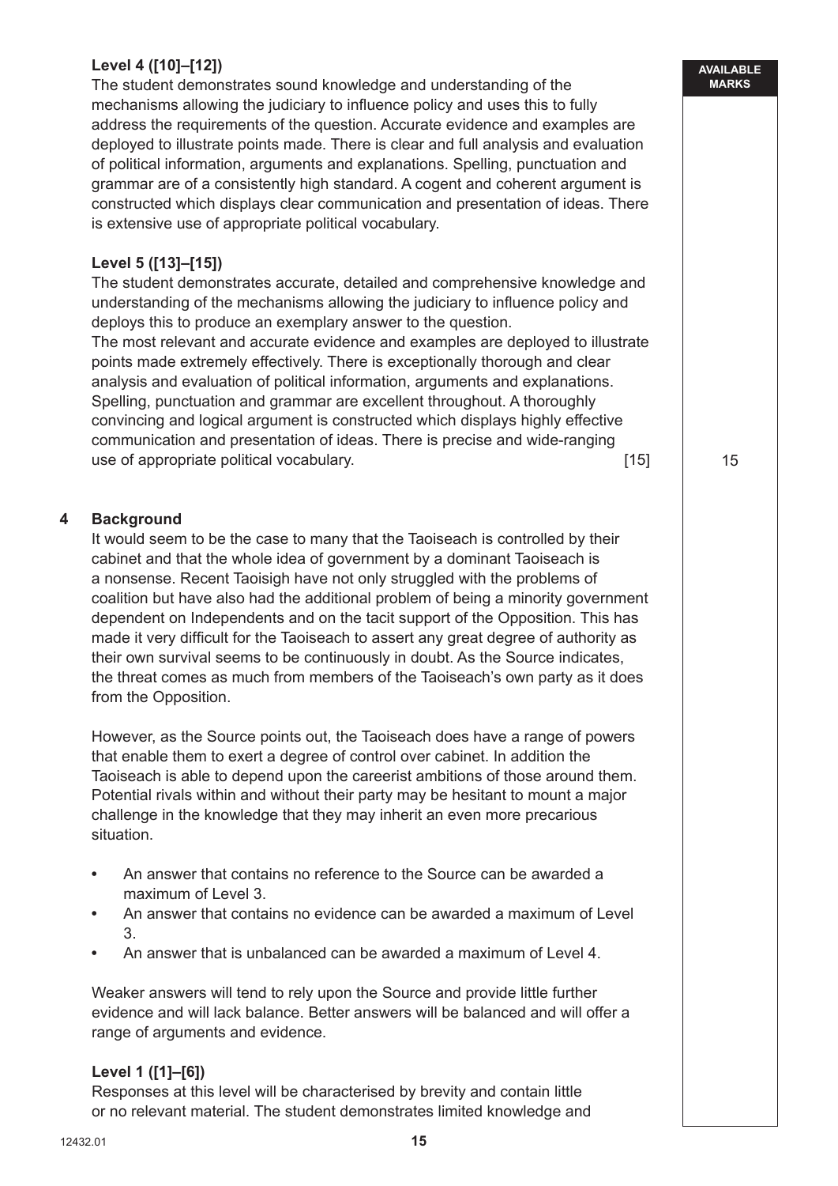**Level 4 ([10]–[12])**
The student demonstrates sound knowledge and understanding of the mechanisms allowing the judiciary to influence policy and uses this to fully address the requirements of the question. Accurate evidence and examples are deployed to illustrate points made. There is clear and full analysis and evaluation of political information, arguments and explanations. Spelling, punctuation and grammar are of a consistently high standard. A cogent and coherent argument is constructed which displays clear communication and presentation of ideas. There is extensive use of appropriate political vocabulary.

**Level 5 ([13]–[15])**
The student demonstrates accurate, detailed and comprehensive knowledge and understanding of the mechanisms allowing the judiciary to influence policy and deploys this to produce an exemplary answer to the question.
The most relevant and accurate evidence and examples are deployed to illustrate points made extremely effectively. There is exceptionally thorough and clear analysis and evaluation of political information, arguments and explanations. Spelling, punctuation and grammar are excellent throughout. A thoroughly convincing and logical argument is constructed which displays highly effective communication and presentation of ideas. There is precise and wide-ranging use of appropriate political vocabulary. [15]

AVAILABLE MARKS: 15

**4 Background**
It would seem to be the case to many that the Taoiseach is controlled by their cabinet and that the whole idea of government by a dominant Taoiseach is a nonsense. Recent Taoisigh have not only struggled with the problems of coalition but have also had the additional problem of being a minority government dependent on Independents and on the tacit support of the Opposition. This has made it very difficult for the Taoiseach to assert any great degree of authority as their own survival seems to be continuously in doubt. As the Source indicates, the threat comes as much from members of the Taoiseach's own party as it does from the Opposition.

However, as the Source points out, the Taoiseach does have a range of powers that enable them to exert a degree of control over cabinet. In addition the Taoiseach is able to depend upon the careerist ambitions of those around them. Potential rivals within and without their party may be hesitant to mount a major challenge in the knowledge that they may inherit an even more precarious situation.

- An answer that contains no reference to the Source can be awarded a maximum of Level 3.
- An answer that contains no evidence can be awarded a maximum of Level 3.
- An answer that is unbalanced can be awarded a maximum of Level 4.

Weaker answers will tend to rely upon the Source and provide little further evidence and will lack balance. Better answers will be balanced and will offer a range of arguments and evidence.

**Level 1 ([1]–[6])**
Responses at this level will be characterised by brevity and contain little or no relevant material. The student demonstrates limited knowledge and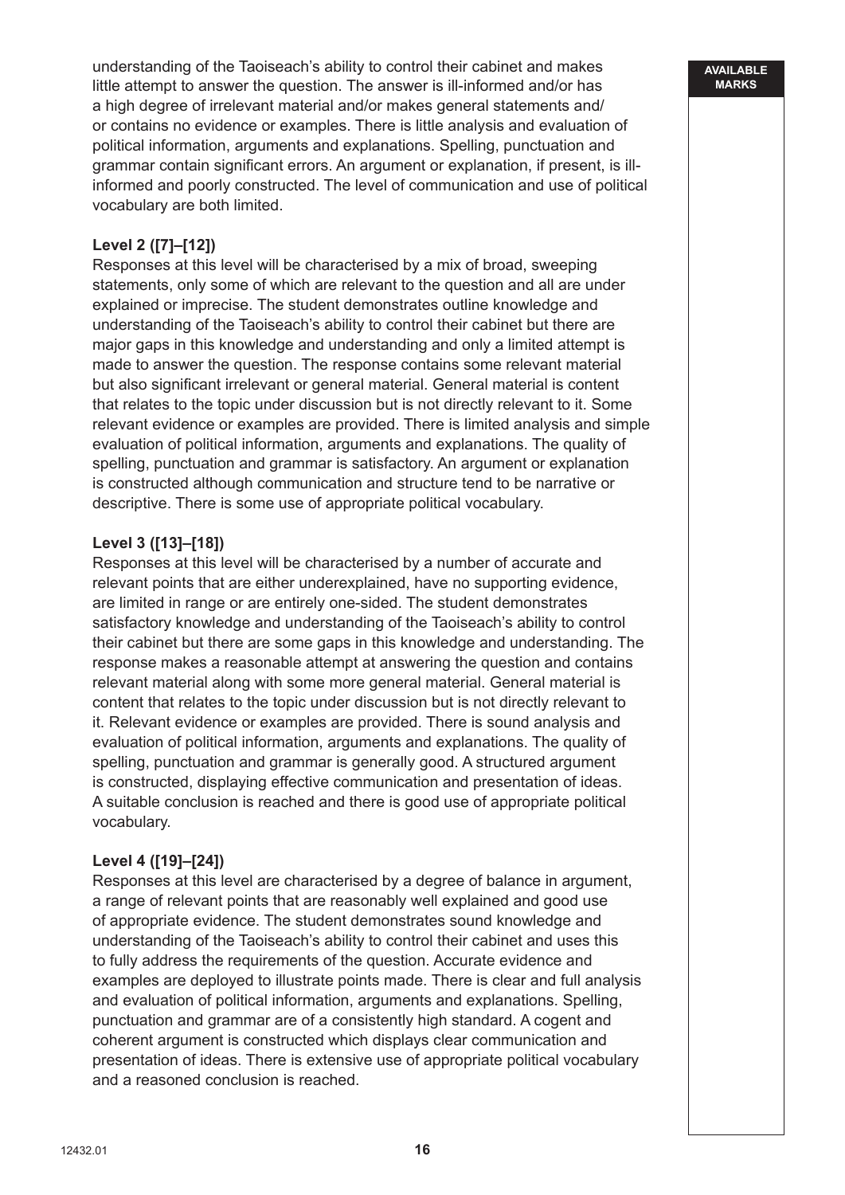understanding of the Taoiseach's ability to control their cabinet and makes little attempt to answer the question. The answer is ill-informed and/or has a high degree of irrelevant material and/or makes general statements and/or contains no evidence or examples. There is little analysis and evaluation of political information, arguments and explanations. Spelling, punctuation and grammar contain significant errors. An argument or explanation, if present, is ill-informed and poorly constructed. The level of communication and use of political vocabulary are both limited.

**Level 2 ([7]–[12])**
Responses at this level will be characterised by a mix of broad, sweeping statements, only some of which are relevant to the question and all are under explained or imprecise. The student demonstrates outline knowledge and understanding of the Taoiseach's ability to control their cabinet but there are major gaps in this knowledge and understanding and only a limited attempt is made to answer the question. The response contains some relevant material but also significant irrelevant or general material. General material is content that relates to the topic under discussion but is not directly relevant to it. Some relevant evidence or examples are provided. There is limited analysis and simple evaluation of political information, arguments and explanations. The quality of spelling, punctuation and grammar is satisfactory. An argument or explanation is constructed although communication and structure tend to be narrative or descriptive. There is some use of appropriate political vocabulary.

**Level 3 ([13]–[18])**
Responses at this level will be characterised by a number of accurate and relevant points that are either underexplained, have no supporting evidence, are limited in range or are entirely one-sided. The student demonstrates satisfactory knowledge and understanding of the Taoiseach's ability to control their cabinet but there are some gaps in this knowledge and understanding. The response makes a reasonable attempt at answering the question and contains relevant material along with some more general material. General material is content that relates to the topic under discussion but is not directly relevant to it. Relevant evidence or examples are provided. There is sound analysis and evaluation of political information, arguments and explanations. The quality of spelling, punctuation and grammar is generally good. A structured argument is constructed, displaying effective communication and presentation of ideas. A suitable conclusion is reached and there is good use of appropriate political vocabulary.

**Level 4 ([19]–[24])**
Responses at this level are characterised by a degree of balance in argument, a range of relevant points that are reasonably well explained and good use of appropriate evidence. The student demonstrates sound knowledge and understanding of the Taoiseach's ability to control their cabinet and uses this to fully address the requirements of the question. Accurate evidence and examples are deployed to illustrate points made. There is clear and full analysis and evaluation of political information, arguments and explanations. Spelling, punctuation and grammar are of a consistently high standard. A cogent and coherent argument is constructed which displays clear communication and presentation of ideas. There is extensive use of appropriate political vocabulary and a reasoned conclusion is reached.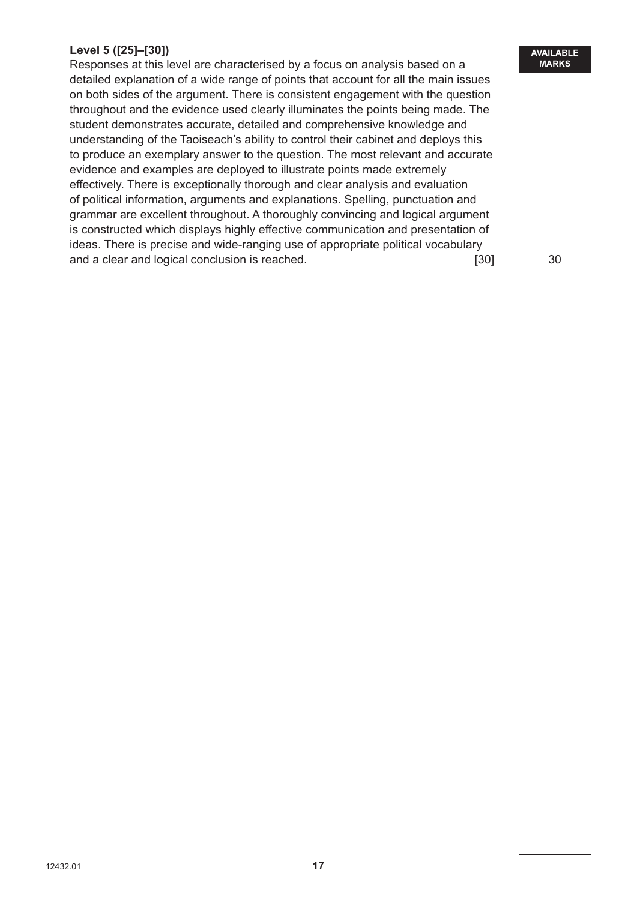**Level 5 ([25]–[30])**

Responses at this level are characterised by a focus on analysis based on a detailed explanation of a wide range of points that account for all the main issues on both sides of the argument. There is consistent engagement with the question throughout and the evidence used clearly illuminates the points being made. The student demonstrates accurate, detailed and comprehensive knowledge and understanding of the Taoiseach's ability to control their cabinet and deploys this to produce an exemplary answer to the question. The most relevant and accurate evidence and examples are deployed to illustrate points made extremely effectively. There is exceptionally thorough and clear analysis and evaluation of political information, arguments and explanations. Spelling, punctuation and grammar are excellent throughout. A thoroughly convincing and logical argument is constructed which displays highly effective communication and presentation of ideas. There is precise and wide-ranging use of appropriate political vocabulary and a clear and logical conclusion is reached. [30]

AVAILABLE MARKS: 30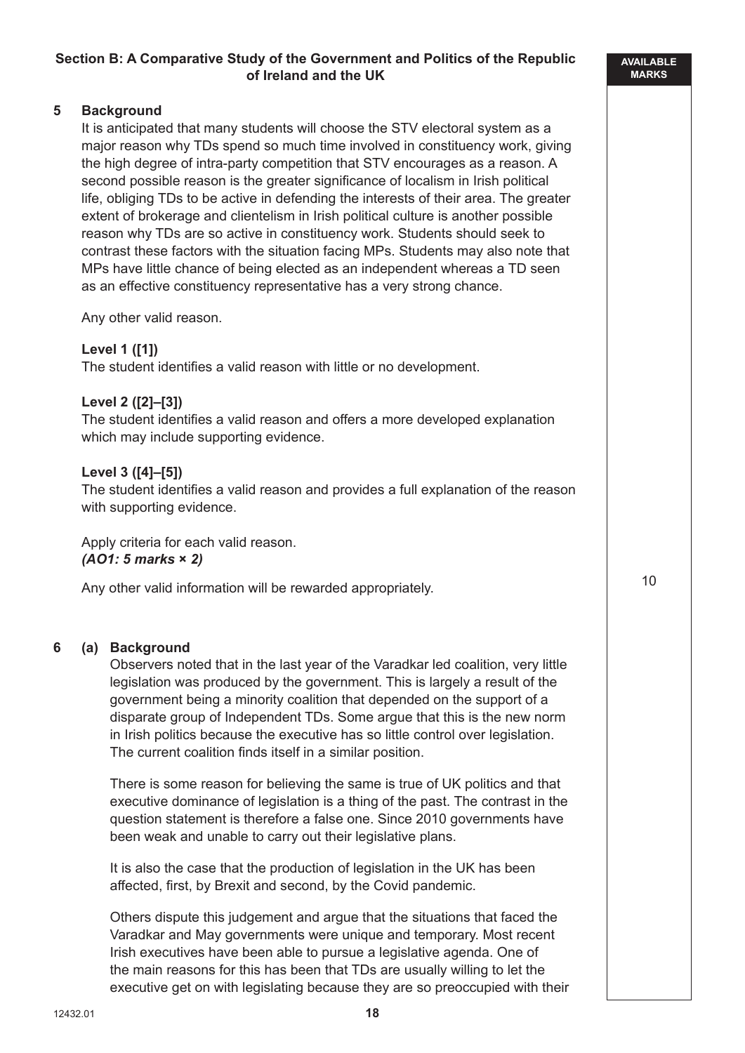## Section B: A Comparative Study of the Government and Politics of the Republic of Ireland and the UK

AVAILABLE MARKS

**5 Background**

It is anticipated that many students will choose the STV electoral system as a major reason why TDs spend so much time involved in constituency work, giving the high degree of intra-party competition that STV encourages as a reason. A second possible reason is the greater significance of localism in Irish political life, obliging TDs to be active in defending the interests of their area. The greater extent of brokerage and clientelism in Irish political culture is another possible reason why TDs are so active in constituency work. Students should seek to contrast these factors with the situation facing MPs. Students may also note that MPs have little chance of being elected as an independent whereas a TD seen as an effective constituency representative has a very strong chance.

Any other valid reason.

**Level 1 ([1])**
The student identifies a valid reason with little or no development.

**Level 2 ([2]–[3])**
The student identifies a valid reason and offers a more developed explanation which may include supporting evidence.

**Level 3 ([4]–[5])**
The student identifies a valid reason and provides a full explanation of the reason with supporting evidence.

Apply criteria for each valid reason.
***(AO1: 5 marks × 2)***

Any other valid information will be rewarded appropriately. — 10

**6 (a) Background**

Observers noted that in the last year of the Varadkar led coalition, very little legislation was produced by the government. This is largely a result of the government being a minority coalition that depended on the support of a disparate group of Independent TDs. Some argue that this is the new norm in Irish politics because the executive has so little control over legislation. The current coalition finds itself in a similar position.

There is some reason for believing the same is true of UK politics and that executive dominance of legislation is a thing of the past. The contrast in the question statement is therefore a false one. Since 2010 governments have been weak and unable to carry out their legislative plans.

It is also the case that the production of legislation in the UK has been affected, first, by Brexit and second, by the Covid pandemic.

Others dispute this judgement and argue that the situations that faced the Varadkar and May governments were unique and temporary. Most recent Irish executives have been able to pursue a legislative agenda. One of the main reasons for this has been that TDs are usually willing to let the executive get on with legislating because they are so preoccupied with their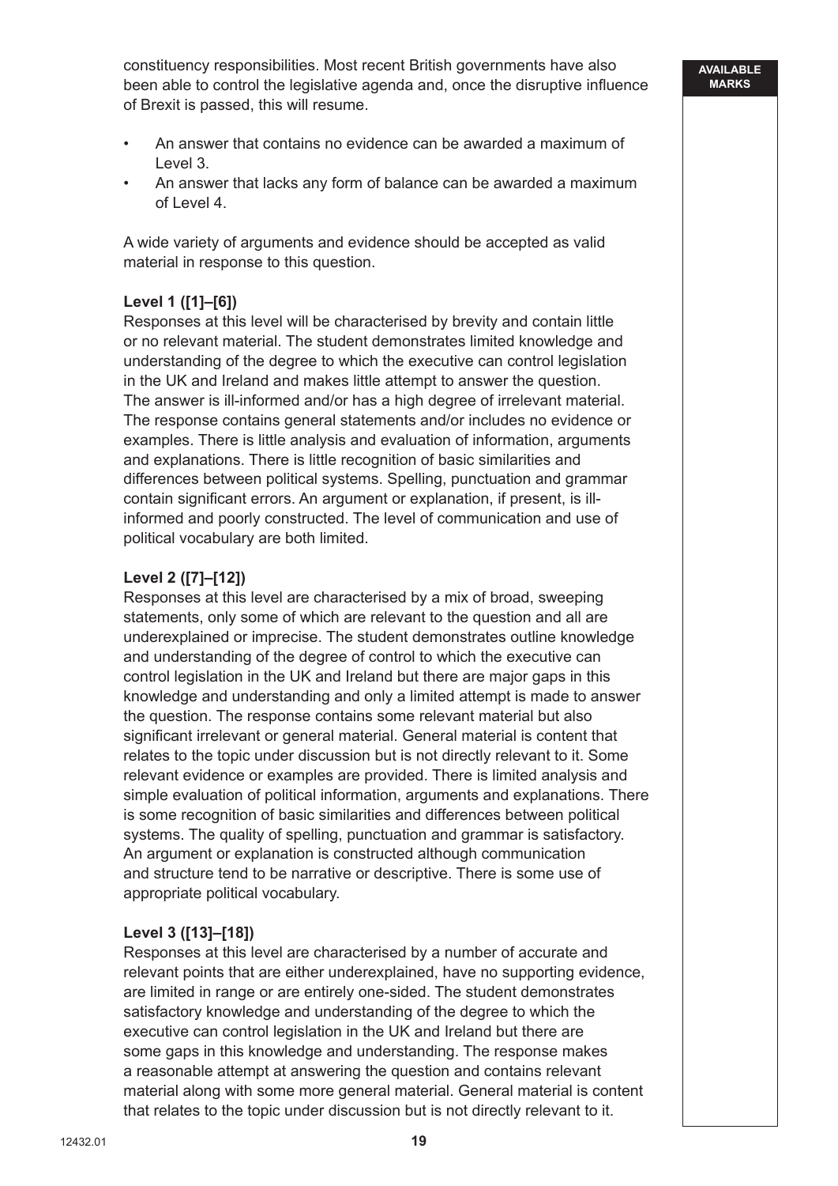constituency responsibilities. Most recent British governments have also been able to control the legislative agenda and, once the disruptive influence of Brexit is passed, this will resume.

- An answer that contains no evidence can be awarded a maximum of Level 3.
- An answer that lacks any form of balance can be awarded a maximum of Level 4.

A wide variety of arguments and evidence should be accepted as valid material in response to this question.

**Level 1 ([1]–[6])**
Responses at this level will be characterised by brevity and contain little or no relevant material. The student demonstrates limited knowledge and understanding of the degree to which the executive can control legislation in the UK and Ireland and makes little attempt to answer the question. The answer is ill-informed and/or has a high degree of irrelevant material. The response contains general statements and/or includes no evidence or examples. There is little analysis and evaluation of information, arguments and explanations. There is little recognition of basic similarities and differences between political systems. Spelling, punctuation and grammar contain significant errors. An argument or explanation, if present, is ill-informed and poorly constructed. The level of communication and use of political vocabulary are both limited.

**Level 2 ([7]–[12])**
Responses at this level are characterised by a mix of broad, sweeping statements, only some of which are relevant to the question and all are underexplained or imprecise. The student demonstrates outline knowledge and understanding of the degree of control to which the executive can control legislation in the UK and Ireland but there are major gaps in this knowledge and understanding and only a limited attempt is made to answer the question. The response contains some relevant material but also significant irrelevant or general material. General material is content that relates to the topic under discussion but is not directly relevant to it. Some relevant evidence or examples are provided. There is limited analysis and simple evaluation of political information, arguments and explanations. There is some recognition of basic similarities and differences between political systems. The quality of spelling, punctuation and grammar is satisfactory. An argument or explanation is constructed although communication and structure tend to be narrative or descriptive. There is some use of appropriate political vocabulary.

**Level 3 ([13]–[18])**
Responses at this level are characterised by a number of accurate and relevant points that are either underexplained, have no supporting evidence, are limited in range or are entirely one-sided. The student demonstrates satisfactory knowledge and understanding of the degree to which the executive can control legislation in the UK and Ireland but there are some gaps in this knowledge and understanding. The response makes a reasonable attempt at answering the question and contains relevant material along with some more general material. General material is content that relates to the topic under discussion but is not directly relevant to it.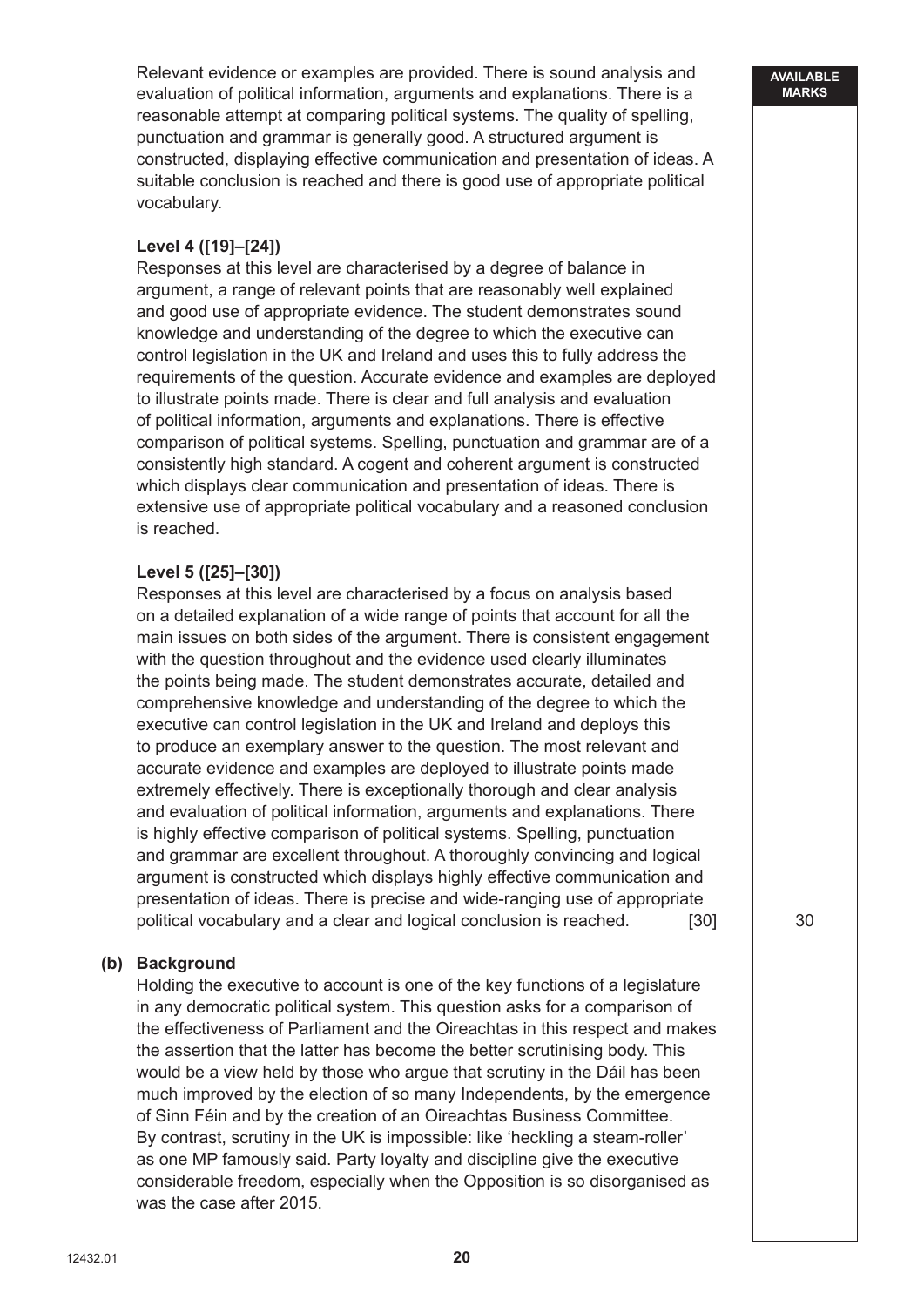Relevant evidence or examples are provided. There is sound analysis and evaluation of political information, arguments and explanations. There is a reasonable attempt at comparing political systems. The quality of spelling, punctuation and grammar is generally good. A structured argument is constructed, displaying effective communication and presentation of ideas. A suitable conclusion is reached and there is good use of appropriate political vocabulary.

**Level 4 ([19]–[24])**
Responses at this level are characterised by a degree of balance in argument, a range of relevant points that are reasonably well explained and good use of appropriate evidence. The student demonstrates sound knowledge and understanding of the degree to which the executive can control legislation in the UK and Ireland and uses this to fully address the requirements of the question. Accurate evidence and examples are deployed to illustrate points made. There is clear and full analysis and evaluation of political information, arguments and explanations. There is effective comparison of political systems. Spelling, punctuation and grammar are of a consistently high standard. A cogent and coherent argument is constructed which displays clear communication and presentation of ideas. There is extensive use of appropriate political vocabulary and a reasoned conclusion is reached.

**Level 5 ([25]–[30])**
Responses at this level are characterised by a focus on analysis based on a detailed explanation of a wide range of points that account for all the main issues on both sides of the argument. There is consistent engagement with the question throughout and the evidence used clearly illuminates the points being made. The student demonstrates accurate, detailed and comprehensive knowledge and understanding of the degree to which the executive can control legislation in the UK and Ireland and deploys this to produce an exemplary answer to the question. The most relevant and accurate evidence and examples are deployed to illustrate points made extremely effectively. There is exceptionally thorough and clear analysis and evaluation of political information, arguments and explanations. There is highly effective comparison of political systems. Spelling, punctuation and grammar are excellent throughout. A thoroughly convincing and logical argument is constructed which displays highly effective communication and presentation of ideas. There is precise and wide-ranging use of appropriate political vocabulary and a clear and logical conclusion is reached. [30]

AVAILABLE MARKS: 30

**(b) Background**
Holding the executive to account is one of the key functions of a legislature in any democratic political system. This question asks for a comparison of the effectiveness of Parliament and the Oireachtas in this respect and makes the assertion that the latter has become the better scrutinising body. This would be a view held by those who argue that scrutiny in the Dáil has been much improved by the election of so many Independents, by the emergence of Sinn Féin and by the creation of an Oireachtas Business Committee. By contrast, scrutiny in the UK is impossible: like 'heckling a steam-roller' as one MP famously said. Party loyalty and discipline give the executive considerable freedom, especially when the Opposition is so disorganised as was the case after 2015.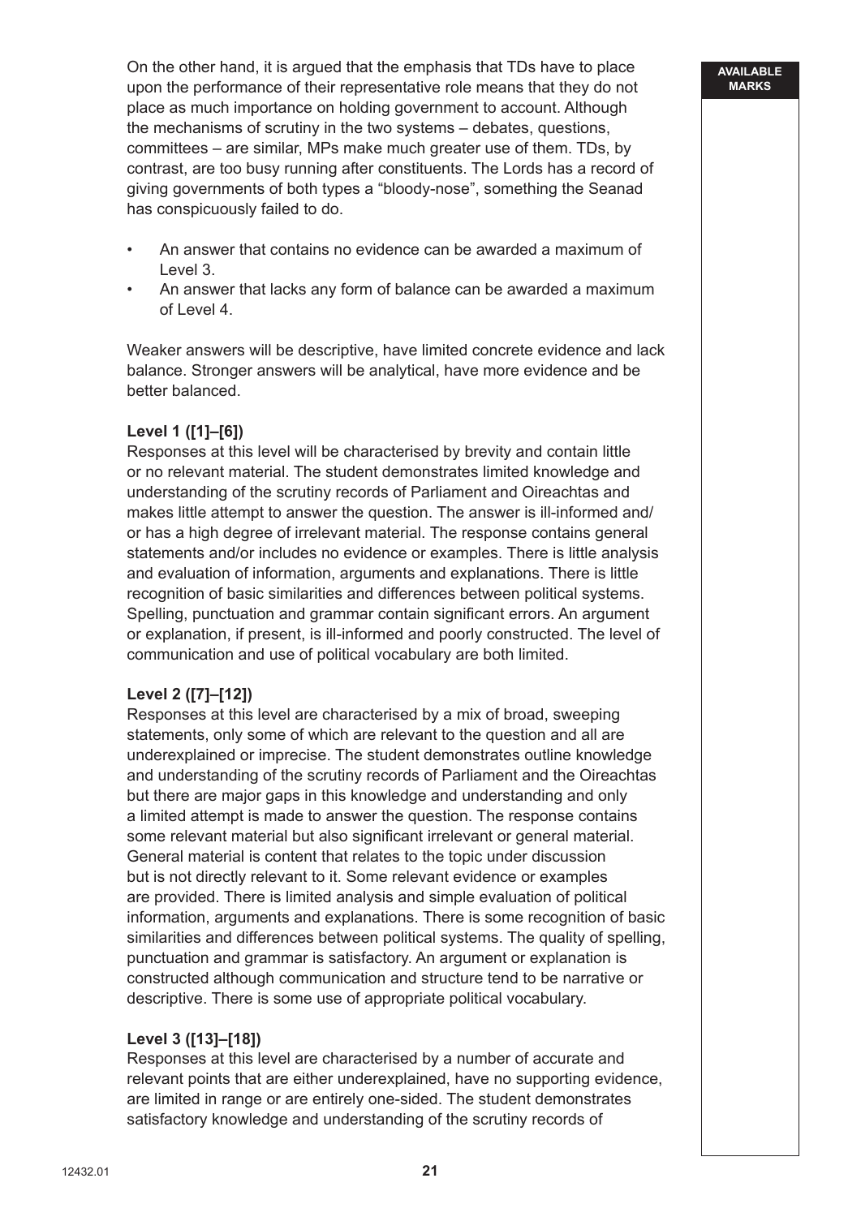On the other hand, it is argued that the emphasis that TDs have to place upon the performance of their representative role means that they do not place as much importance on holding government to account. Although the mechanisms of scrutiny in the two systems – debates, questions, committees – are similar, MPs make much greater use of them. TDs, by contrast, are too busy running after constituents. The Lords has a record of giving governments of both types a "bloody-nose", something the Seanad has conspicuously failed to do.

- An answer that contains no evidence can be awarded a maximum of Level 3.
- An answer that lacks any form of balance can be awarded a maximum of Level 4.

Weaker answers will be descriptive, have limited concrete evidence and lack balance. Stronger answers will be analytical, have more evidence and be better balanced.

**Level 1 ([1]–[6])**
Responses at this level will be characterised by brevity and contain little or no relevant material. The student demonstrates limited knowledge and understanding of the scrutiny records of Parliament and Oireachtas and makes little attempt to answer the question. The answer is ill-informed and/or has a high degree of irrelevant material. The response contains general statements and/or includes no evidence or examples. There is little analysis and evaluation of information, arguments and explanations. There is little recognition of basic similarities and differences between political systems. Spelling, punctuation and grammar contain significant errors. An argument or explanation, if present, is ill-informed and poorly constructed. The level of communication and use of political vocabulary are both limited.

**Level 2 ([7]–[12])**
Responses at this level are characterised by a mix of broad, sweeping statements, only some of which are relevant to the question and all are underexplained or imprecise. The student demonstrates outline knowledge and understanding of the scrutiny records of Parliament and the Oireachtas but there are major gaps in this knowledge and understanding and only a limited attempt is made to answer the question. The response contains some relevant material but also significant irrelevant or general material. General material is content that relates to the topic under discussion but is not directly relevant to it. Some relevant evidence or examples are provided. There is limited analysis and simple evaluation of political information, arguments and explanations. There is some recognition of basic similarities and differences between political systems. The quality of spelling, punctuation and grammar is satisfactory. An argument or explanation is constructed although communication and structure tend to be narrative or descriptive. There is some use of appropriate political vocabulary.

**Level 3 ([13]–[18])**
Responses at this level are characterised by a number of accurate and relevant points that are either underexplained, have no supporting evidence, are limited in range or are entirely one-sided. The student demonstrates satisfactory knowledge and understanding of the scrutiny records of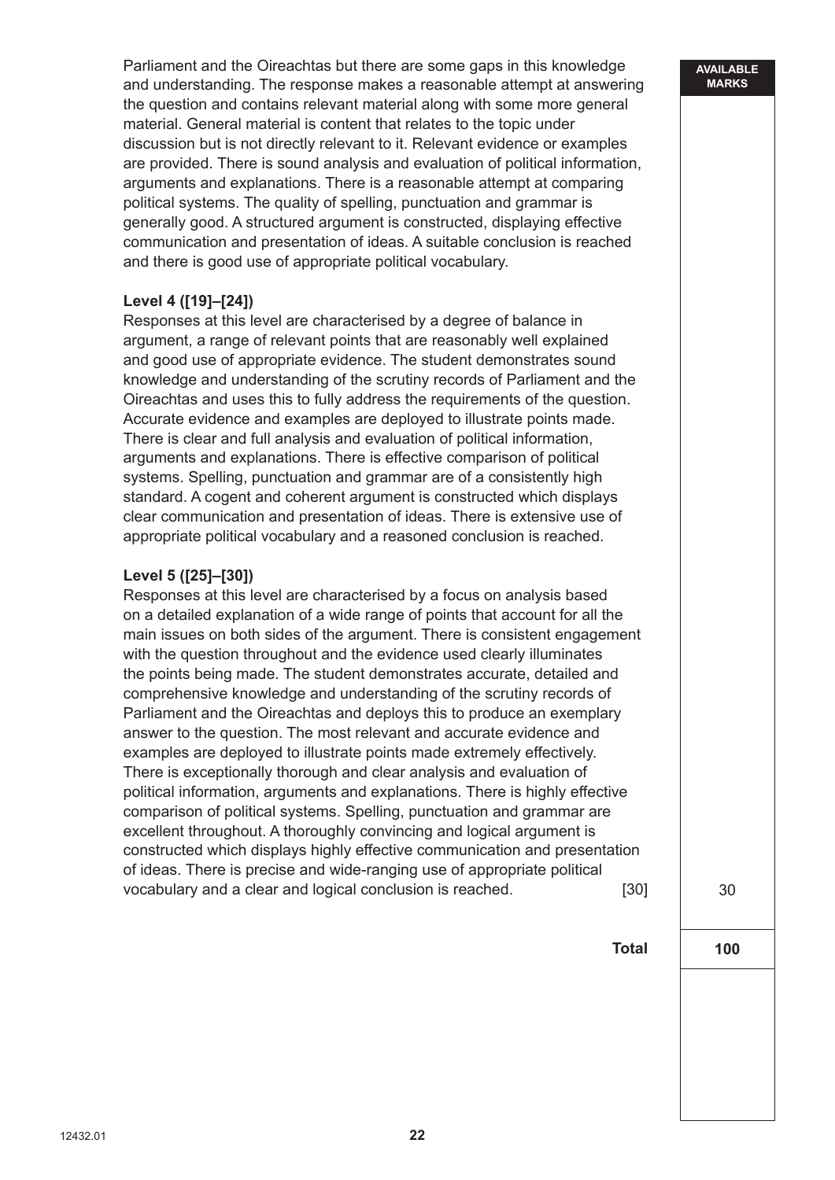Parliament and the Oireachtas but there are some gaps in this knowledge and understanding. The response makes a reasonable attempt at answering the question and contains relevant material along with some more general material. General material is content that relates to the topic under discussion but is not directly relevant to it. Relevant evidence or examples are provided. There is sound analysis and evaluation of political information, arguments and explanations. There is a reasonable attempt at comparing political systems. The quality of spelling, punctuation and grammar is generally good. A structured argument is constructed, displaying effective communication and presentation of ideas. A suitable conclusion is reached and there is good use of appropriate political vocabulary.

**Level 4 ([19]–[24])**

Responses at this level are characterised by a degree of balance in argument, a range of relevant points that are reasonably well explained and good use of appropriate evidence. The student demonstrates sound knowledge and understanding of the scrutiny records of Parliament and the Oireachtas and uses this to fully address the requirements of the question. Accurate evidence and examples are deployed to illustrate points made. There is clear and full analysis and evaluation of political information, arguments and explanations. There is effective comparison of political systems. Spelling, punctuation and grammar are of a consistently high standard. A cogent and coherent argument is constructed which displays clear communication and presentation of ideas. There is extensive use of appropriate political vocabulary and a reasoned conclusion is reached.

**Level 5 ([25]–[30])**

Responses at this level are characterised by a focus on analysis based on a detailed explanation of a wide range of points that account for all the main issues on both sides of the argument. There is consistent engagement with the question throughout and the evidence used clearly illuminates the points being made. The student demonstrates accurate, detailed and comprehensive knowledge and understanding of the scrutiny records of Parliament and the Oireachtas and deploys this to produce an exemplary answer to the question. The most relevant and accurate evidence and examples are deployed to illustrate points made extremely effectively. There is exceptionally thorough and clear analysis and evaluation of political information, arguments and explanations. There is highly effective comparison of political systems. Spelling, punctuation and grammar are excellent throughout. A thoroughly convincing and logical argument is constructed which displays highly effective communication and presentation of ideas. There is precise and wide-ranging use of appropriate political vocabulary and a clear and logical conclusion is reached. [30]

AVAILABLE MARKS: 30

**Total** **100**